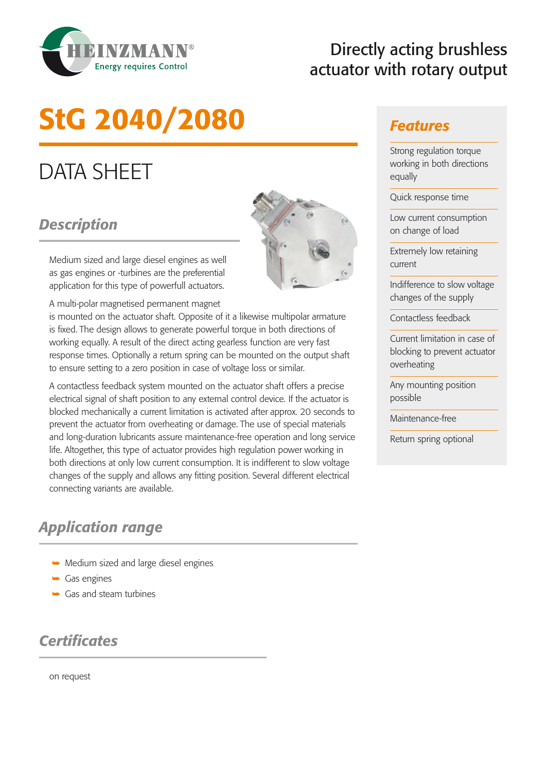HEINZMANN®
Energy requires Control

Directly acting brushless actuator with rotary output

# StG 2040/2080

## DATA SHEET

## Description

Medium sized and large diesel engines as well as gas engines or -turbines are the preferential application for this type of powerfull actuators.

A multi-polar magnetised permanent magnet is mounted on the actuator shaft. Opposite of it a likewise multipolar armature is fixed. The design allows to generate powerful torque in both directions of working equally. A result of the direct acting gearless function are very fast response times. Optionally a return spring can be mounted on the output shaft to ensure setting to a zero position in case of voltage loss or similar.

A contactless feedback system mounted on the actuator shaft offers a precise electrical signal of shaft position to any external control device. If the actuator is blocked mechanically a current limitation is activated after approx. 20 seconds to prevent the actuator from overheating or damage. The use of special materials and long-duration lubricants assure maintenance-free operation and long service life. Altogether, this type of actuator provides high regulation power working in both directions at only low current consumption. It is indifferent to slow voltage changes of the supply and allows any fitting position. Several different electrical connecting variants are available.

## Application range

- Medium sized and large diesel engines
- Gas engines
- Gas and steam turbines

## Certificates

on request

## Features

- Strong regulation torque working in both directions equally
- Quick response time
- Low current consumption on change of load
- Extremely low retaining current
- Indifference to slow voltage changes of the supply
- Contactless feedback
- Current limitation in case of blocking to prevent actuator overheating
- Any mounting position possible
- Maintenance-free
- Return spring optional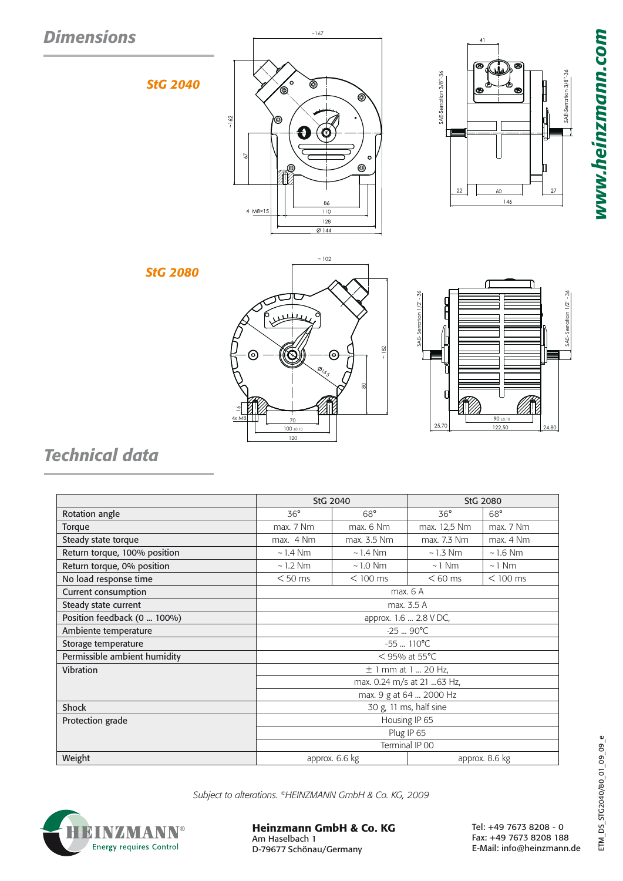## Dimensions

### StG 2040

~167

~162

67

4 M8×15

86

110

128

Ø 144

41

SAE-Serration 3/8"-36

SAE-Serration 3/8"-36

22

60

27

146

### StG 2080

~ 102

~ 182

80

Ø16,5

16

4x M8

70

100 ±0,10

120

SAE-Serration 1/2"-36

SAE-Serration 1/2"-36

90 ±0,10

25,70

122,50

24,80

## Technical data

| | StG 2040 | | StG 2080 | |
|---|---|---|---|---|
| Rotation angle | 36° | 68° | 36° | 68° |
| Torque | max. 7 Nm | max. 6 Nm | max. 12,5 Nm | max. 7 Nm |
| Steady state torque | max. 4 Nm | max. 3.5 Nm | max. 7.3 Nm | max. 4 Nm |
| Return torque, 100% position | ~1.4 Nm | ~1.4 Nm | ~1.3 Nm | ~1.6 Nm |
| Return torque, 0% position | ~1.2 Nm | ~1.0 Nm | ~1 Nm | ~1 Nm |
| No load response time | < 50 ms | < 100 ms | < 60 ms | < 100 ms |
| Current consumption | max. 6 A | | | |
| Steady state current | max. 3.5 A | | | |
| Position feedback (0 ... 100%) | approx. 1.6 ... 2.8 V DC, | | | |
| Ambiente temperature | -25 ... 90°C | | | |
| Storage temperature | -55 ... 110°C | | | |
| Permissible ambient humidity | < 95% at 55°C | | | |
| Vibration | ± 1 mm at 1 ... 20 Hz, | | | |
| | max. 0.24 m/s at 21 ...63 Hz, | | | |
| | max. 9 g at 64 ... 2000 Hz | | | |
| Shock | 30 g, 11 ms, half sine | | | |
| Protection grade | Housing IP 65 | | | |
| | Plug IP 65 | | | |
| | Terminal IP 00 | | | |
| Weight | approx. 6.6 kg | | approx. 8.6 kg | |

*Subject to alterations. ©HEINZMANN GmbH & Co. KG, 2009*

HEINZMANN® Energy requires Control

**Heinzmann GmbH & Co. KG**
Am Haselbach 1
D-79677 Schönau/Germany

Tel: +49 7673 8208 - 0
Fax: +49 7673 8208 188
E-Mail: info@heinzmann.de

www.heinzmann.com

ETM_DS_STG2040/80_01_09_09_e